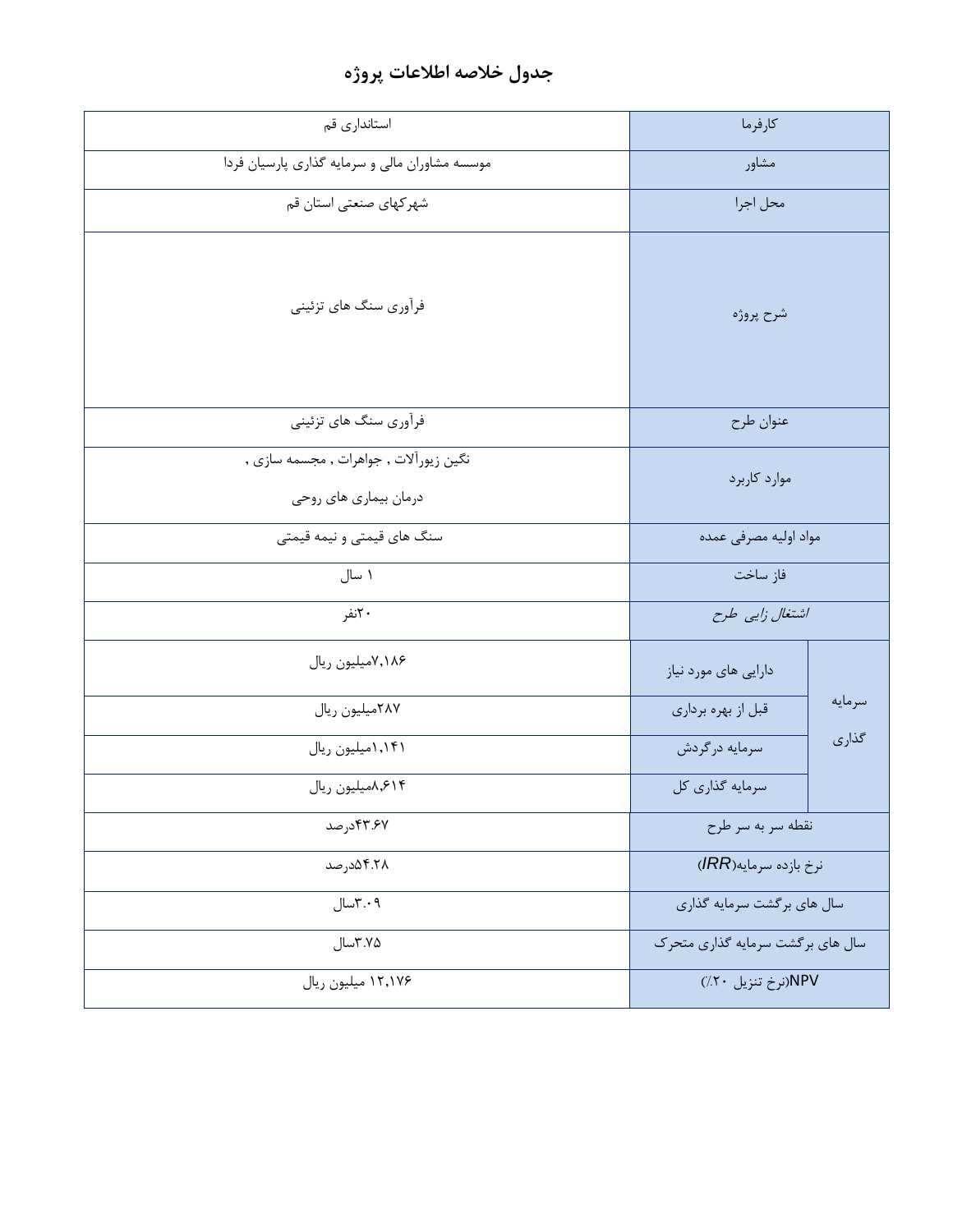# جدول خلاصه اطلاعات پروژه

| | | |
|---|---|---|
| کارفرما | | استانداری قم |
| مشاور | | موسسه مشاوران مالی و سرمایه گذاری پارسیان فردا |
| محل اجرا | | شهرکهای صنعتی استان قم |
| شرح پروژه | | فرآوری سنگ های تزئینی |
| عنوان طرح | | فرآوری سنگ های تزئینی |
| موارد کاربرد | | نگین زیورآلات , جواهرات , مجسمه سازی , درمان بیماری های روحی |
| مواد اولیه مصرفی عمده | | سنگ های قیمتی و نیمه قیمتی |
| فاز ساخت | | ۱ سال |
| *اشتغال زایی طرح* | | ۲۰نفر |
| سرمایه گذاری | دارایی های مورد نیاز | ۷,۱۸۶میلیون ریال |
| | قبل از بهره برداری | ۲۸۷میلیون ریال |
| | سرمایه درگردش | ۱,۱۴۱میلیون ریال |
| | سرمایه گذاری کل | ۸,۶۱۴میلیون ریال |
| نقطه سر به سر طرح | | ۴۳.۶۷درصد |
| نرخ بازده سرمایه(*IRR*) | | ۵۴.۲۸درصد |
| سال های برگشت سرمایه گذاری | | ۳.۰۹سال |
| سال های برگشت سرمایه گذاری متحرک | | ۳.۷۵سال |
| NPV(نرخ تنزیل ۲۰٪) | | ۱۲,۱۷۶ میلیون ریال |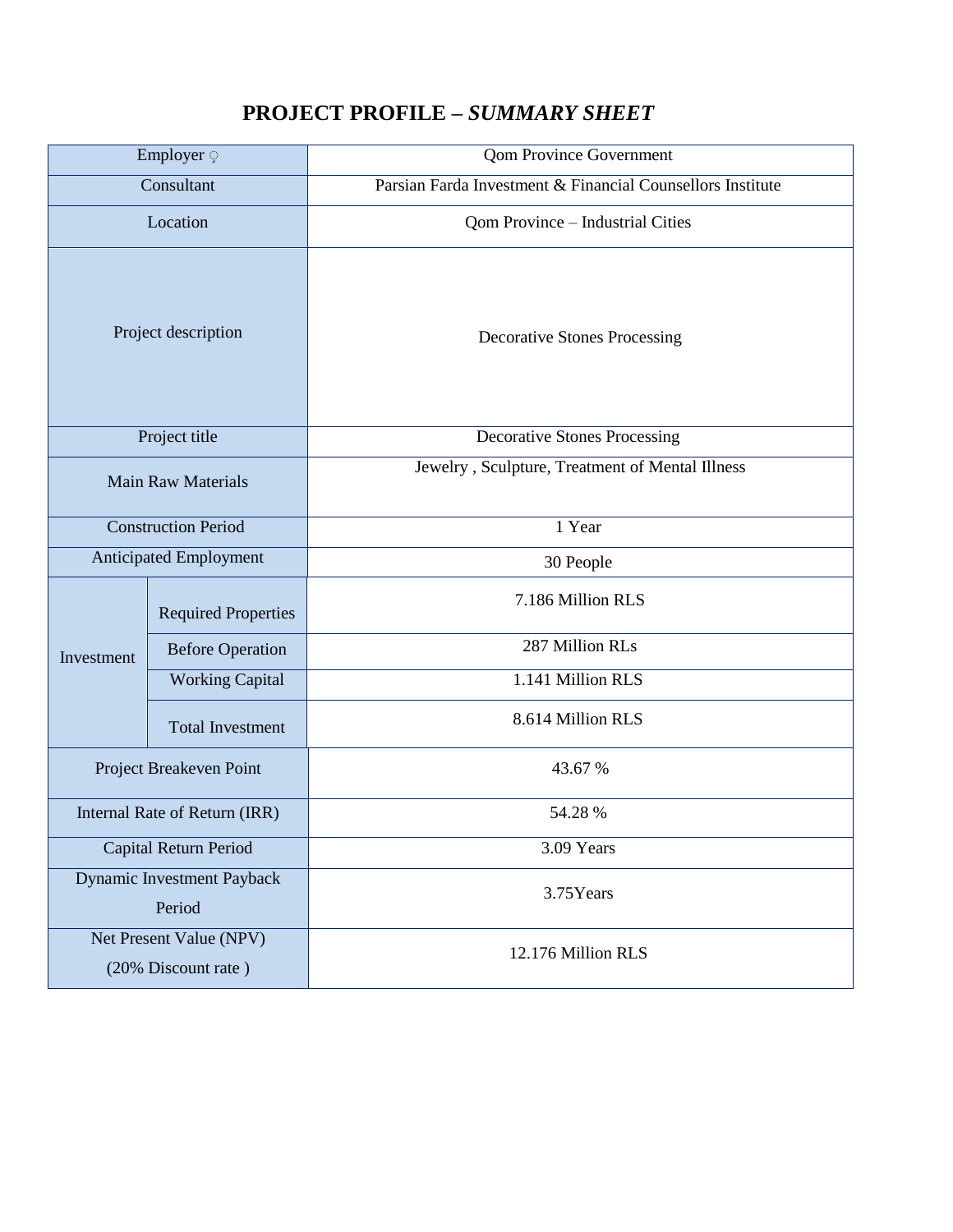# PROJECT PROFILE – *SUMMARY SHEET*

| | | |
|---|---|---|
| Employer ♀ | | Qom Province Government |
| Consultant | | Parsian Farda Investment & Financial Counsellors Institute |
| Location | | Qom Province – Industrial Cities |
| Project description | | Decorative Stones Processing |
| Project title | | Decorative Stones Processing |
| Main Raw Materials | | Jewelry , Sculpture, Treatment of Mental Illness |
| Construction Period | | 1 Year |
| Anticipated Employment | | 30 People |
| Investment | Required Properties | 7.186 Million RLS |
| | Before Operation | 287 Million RLs |
| | Working Capital | 1.141 Million RLS |
| | Total Investment | 8.614 Million RLS |
| Project Breakeven Point | | 43.67 % |
| Internal Rate of Return (IRR) | | 54.28 % |
| Capital Return Period | | 3.09 Years |
| Dynamic Investment Payback Period | | 3.75Years |
| Net Present Value (NPV) (20% Discount rate ) | | 12.176 Million RLS |